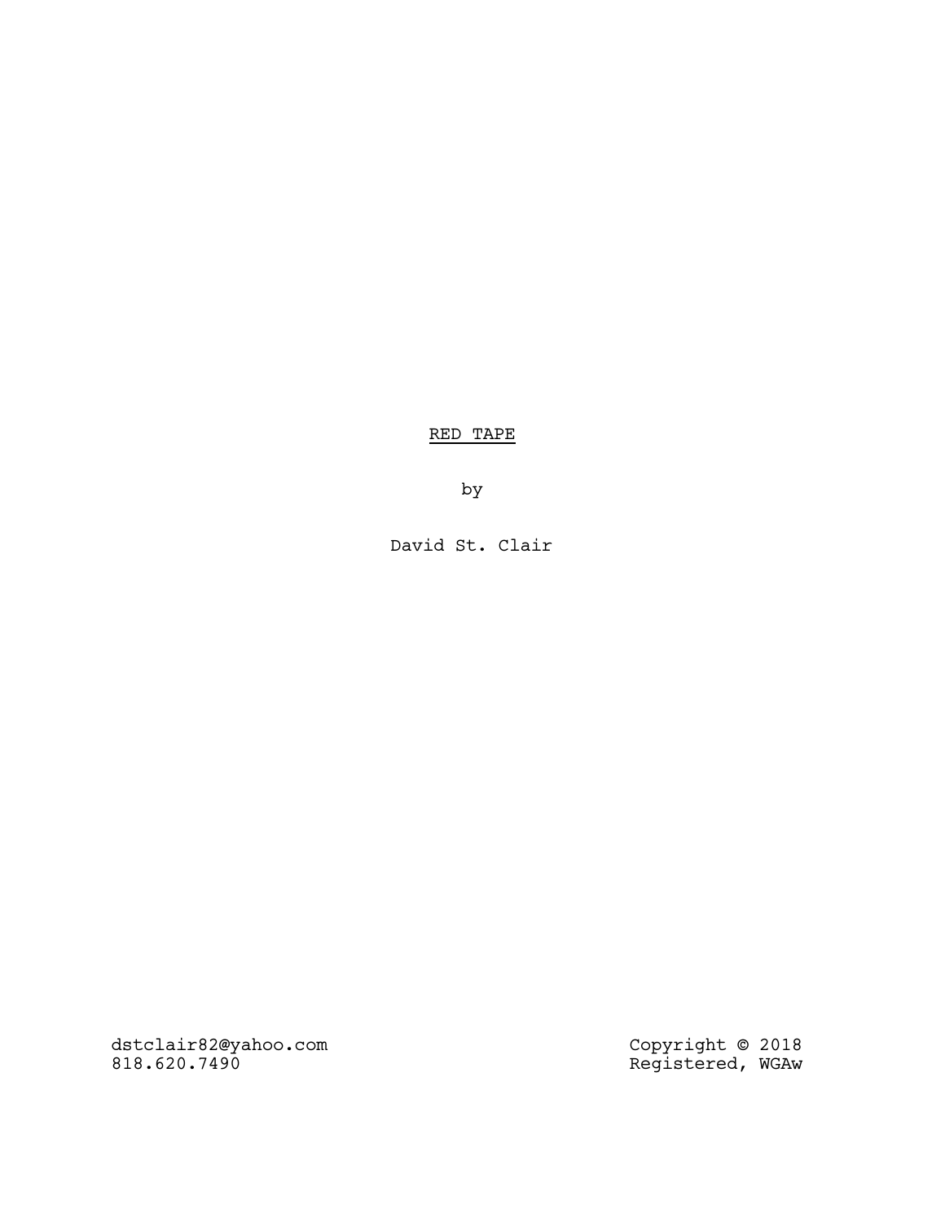# <u>RED TAPE</u>

by

David St. Clair

dstclair82@yahoo.com
818.620.7490

Copyright © 2018
Registered, WGAw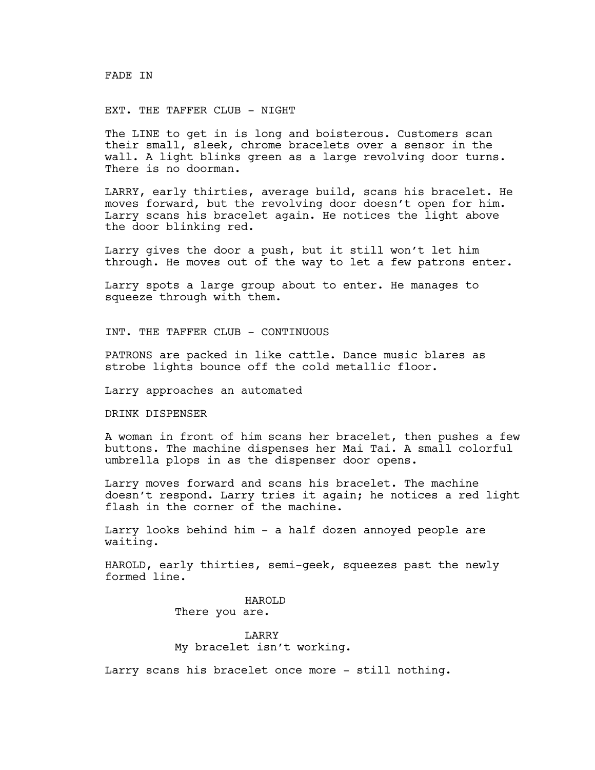FADE IN

EXT. THE TAFFER CLUB - NIGHT

The LINE to get in is long and boisterous. Customers scan their small, sleek, chrome bracelets over a sensor in the wall. A light blinks green as a large revolving door turns. There is no doorman.

LARRY, early thirties, average build, scans his bracelet. He moves forward, but the revolving door doesn't open for him. Larry scans his bracelet again. He notices the light above the door blinking red.

Larry gives the door a push, but it still won't let him through. He moves out of the way to let a few patrons enter.

Larry spots a large group about to enter. He manages to squeeze through with them.

INT. THE TAFFER CLUB - CONTINUOUS

PATRONS are packed in like cattle. Dance music blares as strobe lights bounce off the cold metallic floor.

Larry approaches an automated

DRINK DISPENSER

A woman in front of him scans her bracelet, then pushes a few buttons. The machine dispenses her Mai Tai. A small colorful umbrella plops in as the dispenser door opens.

Larry moves forward and scans his bracelet. The machine doesn't respond. Larry tries it again; he notices a red light flash in the corner of the machine.

Larry looks behind him - a half dozen annoyed people are waiting.

HAROLD, early thirties, semi-geek, squeezes past the newly formed line.

HAROLD
There you are.

LARRY
My bracelet isn't working.

Larry scans his bracelet once more - still nothing.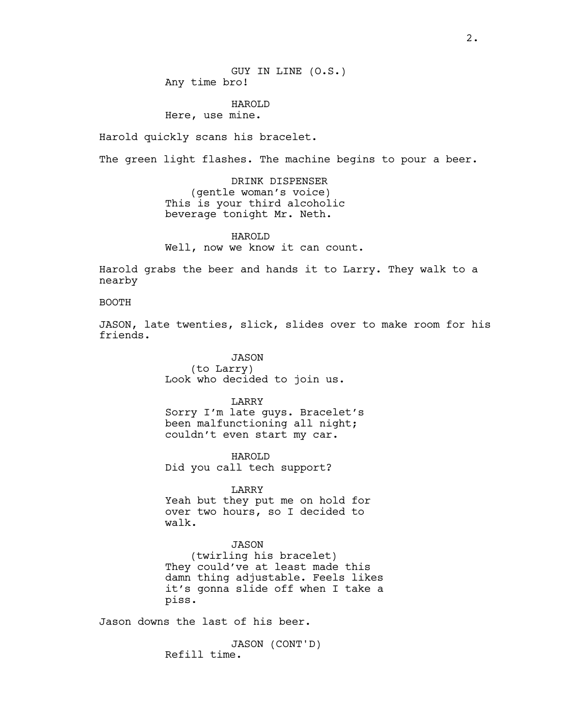GUY IN LINE (O.S.)
Any time bro!

HAROLD
Here, use mine.

Harold quickly scans his bracelet.

The green light flashes. The machine begins to pour a beer.

DRINK DISPENSER
(gentle woman's voice)
This is your third alcoholic beverage tonight Mr. Neth.

HAROLD
Well, now we know it can count.

Harold grabs the beer and hands it to Larry. They walk to a nearby

BOOTH

JASON, late twenties, slick, slides over to make room for his friends.

JASON
(to Larry)
Look who decided to join us.

LARRY
Sorry I'm late guys. Bracelet's been malfunctioning all night; couldn't even start my car.

HAROLD
Did you call tech support?

LARRY
Yeah but they put me on hold for over two hours, so I decided to walk.

JASON
(twirling his bracelet)
They could've at least made this damn thing adjustable. Feels likes it's gonna slide off when I take a piss.

Jason downs the last of his beer.

JASON (CONT'D)
Refill time.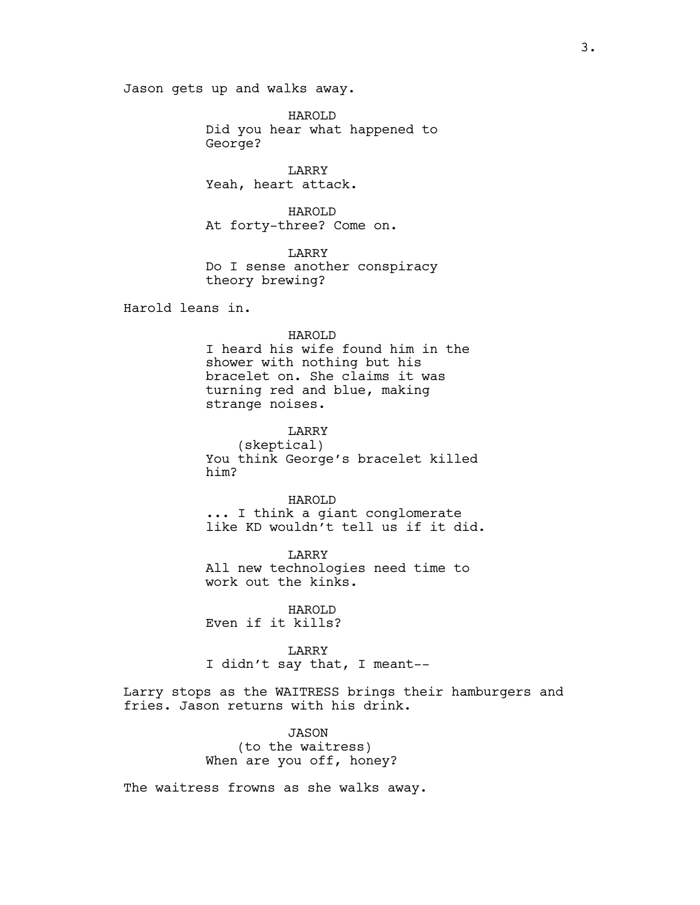Jason gets up and walks away.

HAROLD
Did you hear what happened to George?

LARRY
Yeah, heart attack.

HAROLD
At forty-three? Come on.

LARRY
Do I sense another conspiracy theory brewing?

Harold leans in.

HAROLD
I heard his wife found him in the shower with nothing but his bracelet on. She claims it was turning red and blue, making strange noises.

LARRY
(skeptical)
You think George's bracelet killed him?

HAROLD
... I think a giant conglomerate like KD wouldn't tell us if it did.

LARRY
All new technologies need time to work out the kinks.

HAROLD
Even if it kills?

LARRY
I didn't say that, I meant--

Larry stops as the WAITRESS brings their hamburgers and fries. Jason returns with his drink.

JASON
(to the waitress)
When are you off, honey?

The waitress frowns as she walks away.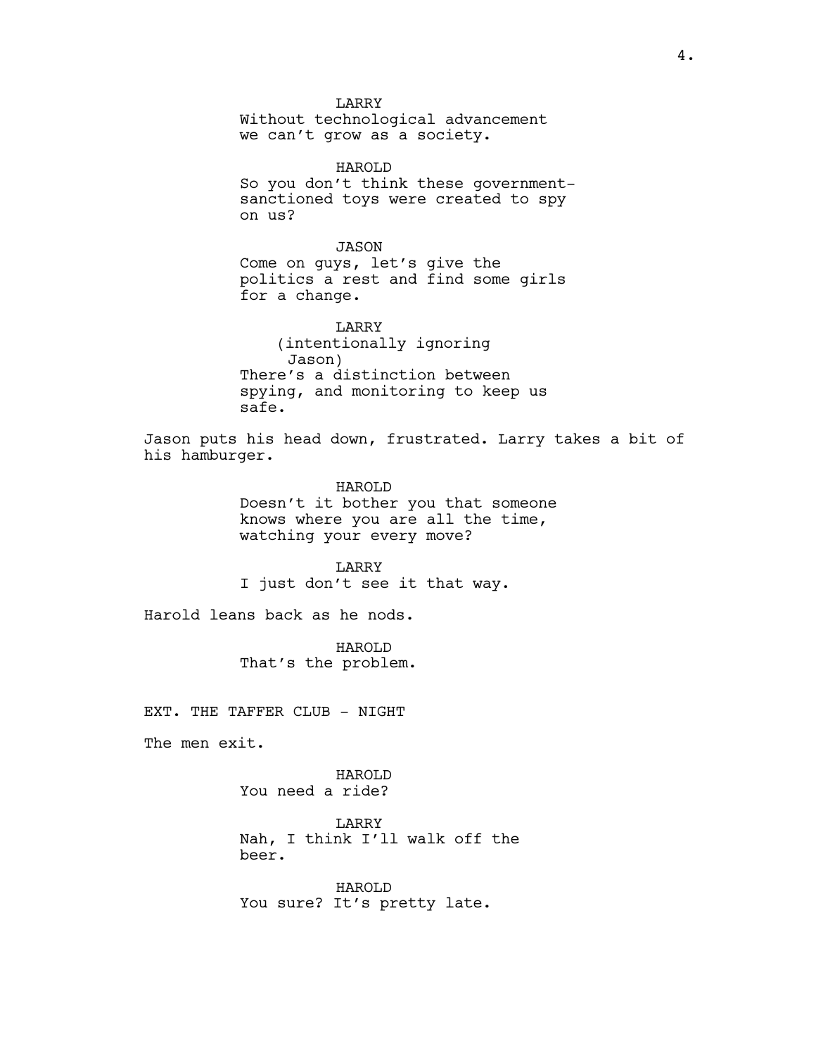LARRY
Without technological advancement we can't grow as a society.

HAROLD
So you don't think these government-sanctioned toys were created to spy on us?

JASON
Come on guys, let's give the politics a rest and find some girls for a change.

LARRY
(intentionally ignoring Jason)
There's a distinction between spying, and monitoring to keep us safe.

Jason puts his head down, frustrated. Larry takes a bit of his hamburger.

HAROLD
Doesn't it bother you that someone knows where you are all the time, watching your every move?

LARRY
I just don't see it that way.

Harold leans back as he nods.

HAROLD
That's the problem.

EXT. THE TAFFER CLUB - NIGHT

The men exit.

HAROLD
You need a ride?

LARRY
Nah, I think I'll walk off the beer.

HAROLD
You sure? It's pretty late.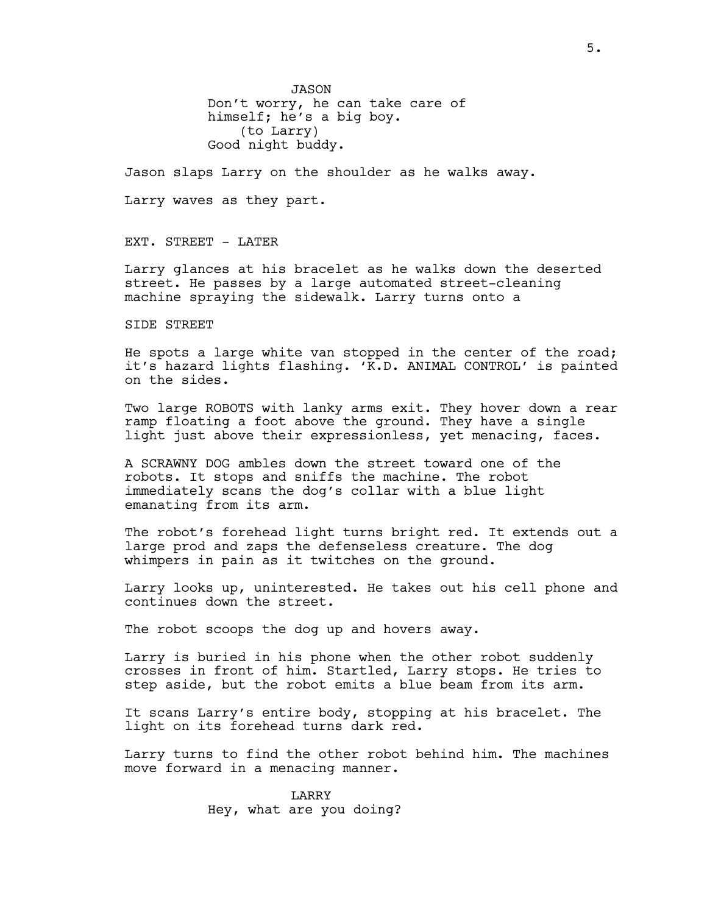JASON
Don't worry, he can take care of himself; he's a big boy.
(to Larry)
Good night buddy.

Jason slaps Larry on the shoulder as he walks away.

Larry waves as they part.

EXT. STREET - LATER

Larry glances at his bracelet as he walks down the deserted street. He passes by a large automated street-cleaning machine spraying the sidewalk. Larry turns onto a

SIDE STREET

He spots a large white van stopped in the center of the road; it's hazard lights flashing. 'K.D. ANIMAL CONTROL' is painted on the sides.

Two large ROBOTS with lanky arms exit. They hover down a rear ramp floating a foot above the ground. They have a single light just above their expressionless, yet menacing, faces.

A SCRAWNY DOG ambles down the street toward one of the robots. It stops and sniffs the machine. The robot immediately scans the dog's collar with a blue light emanating from its arm.

The robot's forehead light turns bright red. It extends out a large prod and zaps the defenseless creature. The dog whimpers in pain as it twitches on the ground.

Larry looks up, uninterested. He takes out his cell phone and continues down the street.

The robot scoops the dog up and hovers away.

Larry is buried in his phone when the other robot suddenly crosses in front of him. Startled, Larry stops. He tries to step aside, but the robot emits a blue beam from its arm.

It scans Larry's entire body, stopping at his bracelet. The light on its forehead turns dark red.

Larry turns to find the other robot behind him. The machines move forward in a menacing manner.

LARRY
Hey, what are you doing?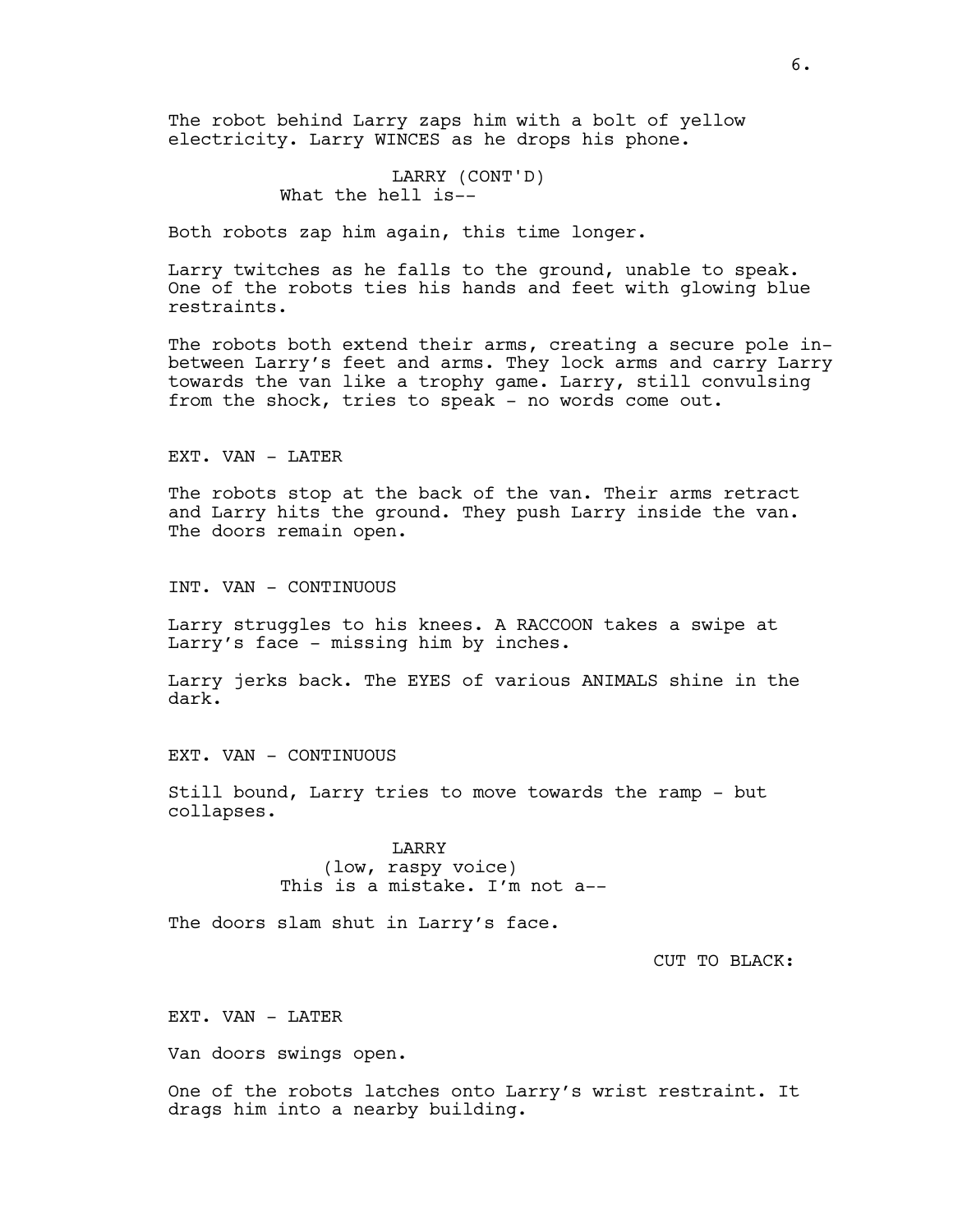The robot behind Larry zaps him with a bolt of yellow electricity. Larry WINCES as he drops his phone.

LARRY (CONT'D)
What the hell is--

Both robots zap him again, this time longer.

Larry twitches as he falls to the ground, unable to speak. One of the robots ties his hands and feet with glowing blue restraints.

The robots both extend their arms, creating a secure pole in-between Larry's feet and arms. They lock arms and carry Larry towards the van like a trophy game. Larry, still convulsing from the shock, tries to speak - no words come out.

EXT. VAN - LATER

The robots stop at the back of the van. Their arms retract and Larry hits the ground. They push Larry inside the van. The doors remain open.

INT. VAN - CONTINUOUS

Larry struggles to his knees. A RACCOON takes a swipe at Larry's face - missing him by inches.

Larry jerks back. The EYES of various ANIMALS shine in the dark.

EXT. VAN - CONTINUOUS

Still bound, Larry tries to move towards the ramp - but collapses.

LARRY
(low, raspy voice)
This is a mistake. I'm not a--

The doors slam shut in Larry's face.

CUT TO BLACK:

EXT. VAN - LATER

Van doors swings open.

One of the robots latches onto Larry's wrist restraint. It drags him into a nearby building.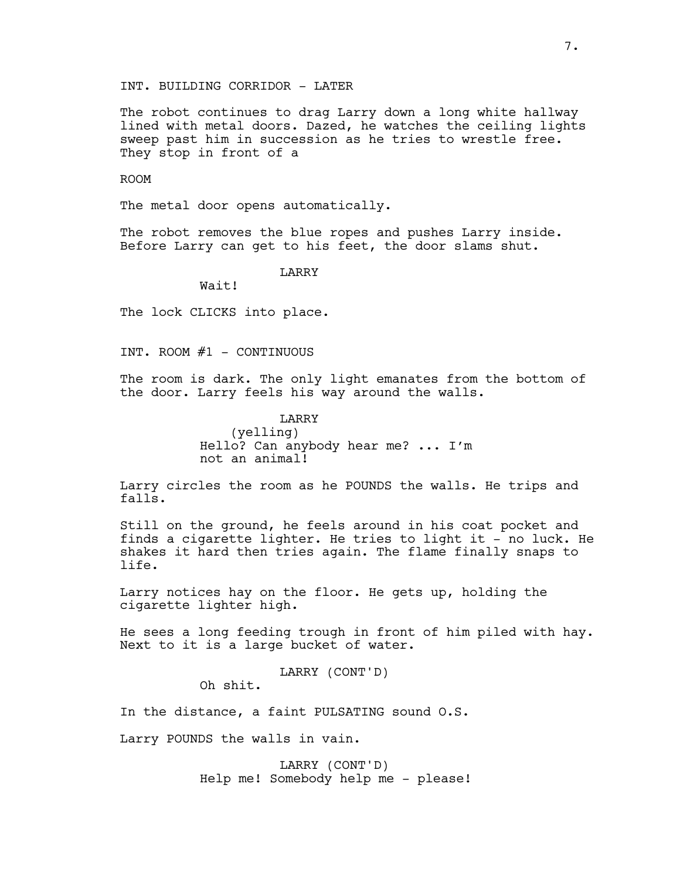INT. BUILDING CORRIDOR - LATER

The robot continues to drag Larry down a long white hallway lined with metal doors. Dazed, he watches the ceiling lights sweep past him in succession as he tries to wrestle free. They stop in front of a

ROOM

The metal door opens automatically.

The robot removes the blue ropes and pushes Larry inside. Before Larry can get to his feet, the door slams shut.

LARRY

Wait!

The lock CLICKS into place.

INT. ROOM #1 - CONTINUOUS

The room is dark. The only light emanates from the bottom of the door. Larry feels his way around the walls.

LARRY

(yelling)

Hello? Can anybody hear me? ... I'm not an animal!

Larry circles the room as he POUNDS the walls. He trips and falls.

Still on the ground, he feels around in his coat pocket and finds a cigarette lighter. He tries to light it - no luck. He shakes it hard then tries again. The flame finally snaps to life.

Larry notices hay on the floor. He gets up, holding the cigarette lighter high.

He sees a long feeding trough in front of him piled with hay. Next to it is a large bucket of water.

LARRY (CONT'D)

Oh shit.

In the distance, a faint PULSATING sound O.S.

Larry POUNDS the walls in vain.

LARRY (CONT'D)

Help me! Somebody help me - please!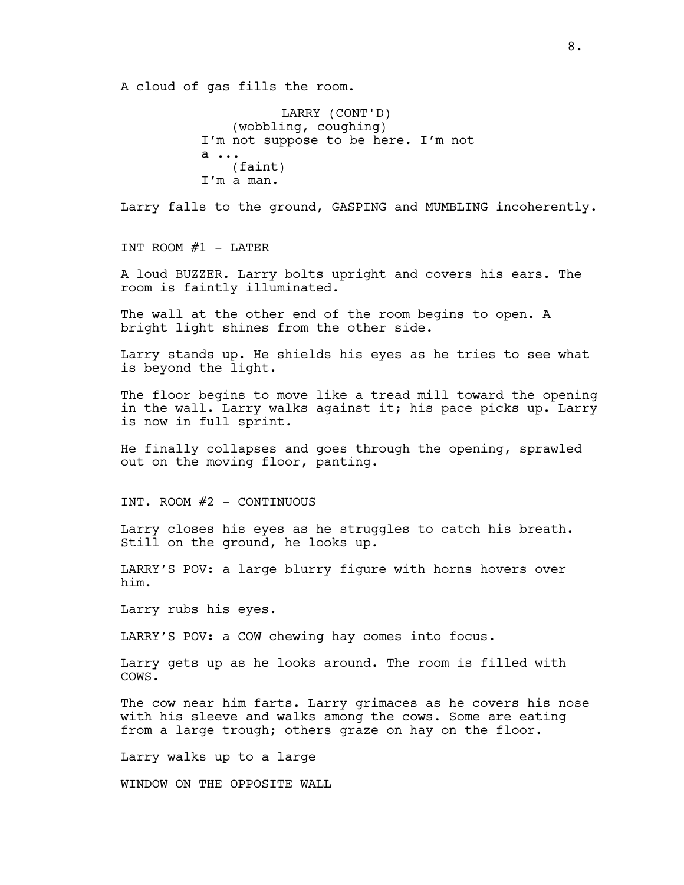A cloud of gas fills the room.

LARRY (CONT'D)
(wobbling, coughing)
I'm not suppose to be here. I'm not
a ...
(faint)
I'm a man.

Larry falls to the ground, GASPING and MUMBLING incoherently.

INT ROOM #1 - LATER

A loud BUZZER. Larry bolts upright and covers his ears. The room is faintly illuminated.

The wall at the other end of the room begins to open. A bright light shines from the other side.

Larry stands up. He shields his eyes as he tries to see what is beyond the light.

The floor begins to move like a tread mill toward the opening in the wall. Larry walks against it; his pace picks up. Larry is now in full sprint.

He finally collapses and goes through the opening, sprawled out on the moving floor, panting.

INT. ROOM #2 - CONTINUOUS

Larry closes his eyes as he struggles to catch his breath. Still on the ground, he looks up.

LARRY'S POV: a large blurry figure with horns hovers over him.

Larry rubs his eyes.

LARRY'S POV: a COW chewing hay comes into focus.

Larry gets up as he looks around. The room is filled with COWS.

The cow near him farts. Larry grimaces as he covers his nose with his sleeve and walks among the cows. Some are eating from a large trough; others graze on hay on the floor.

Larry walks up to a large

WINDOW ON THE OPPOSITE WALL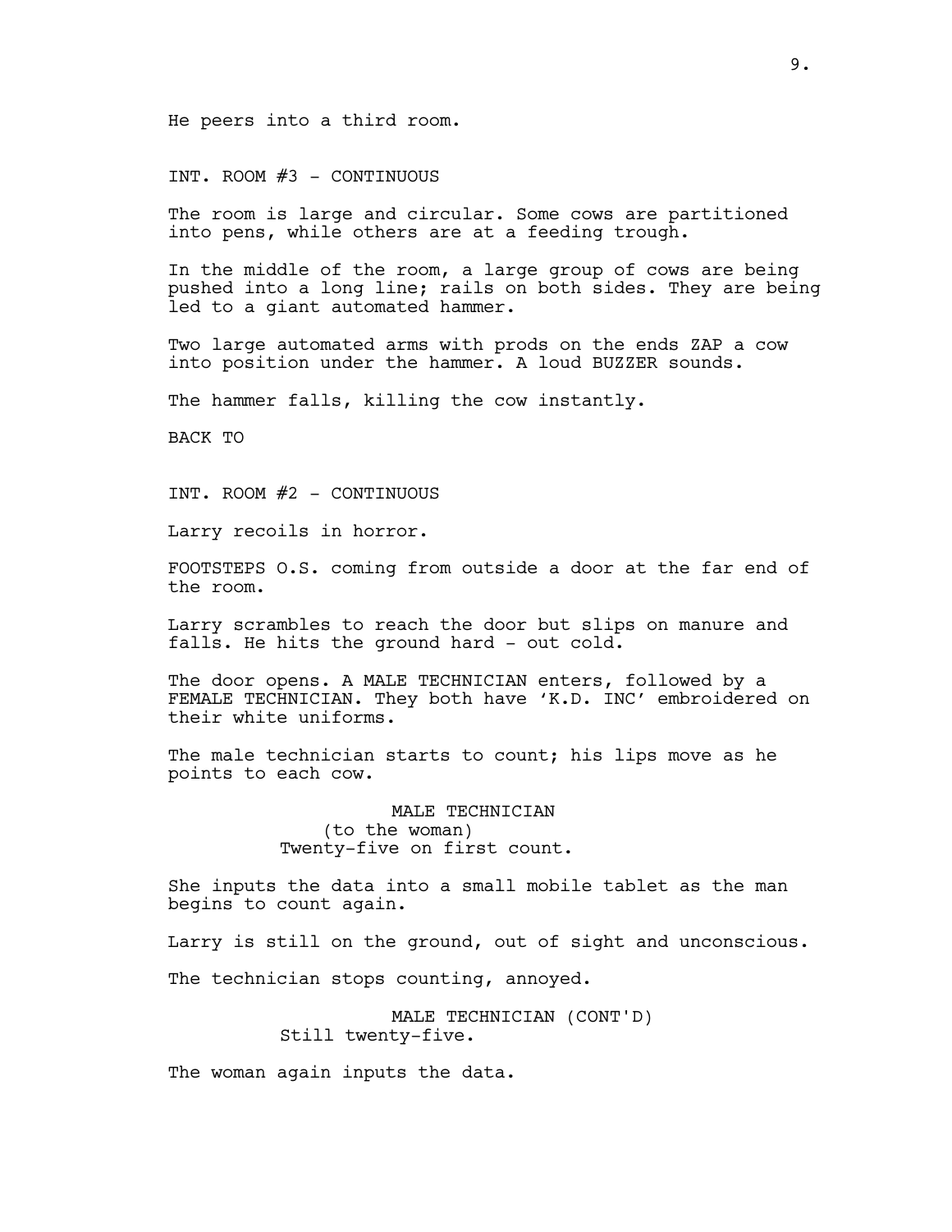He peers into a third room.

INT. ROOM #3 - CONTINUOUS

The room is large and circular. Some cows are partitioned into pens, while others are at a feeding trough.

In the middle of the room, a large group of cows are being pushed into a long line; rails on both sides. They are being led to a giant automated hammer.

Two large automated arms with prods on the ends ZAP a cow into position under the hammer. A loud BUZZER sounds.

The hammer falls, killing the cow instantly.

BACK TO

INT. ROOM #2 - CONTINUOUS

Larry recoils in horror.

FOOTSTEPS O.S. coming from outside a door at the far end of the room.

Larry scrambles to reach the door but slips on manure and falls. He hits the ground hard - out cold.

The door opens. A MALE TECHNICIAN enters, followed by a FEMALE TECHNICIAN. They both have 'K.D. INC' embroidered on their white uniforms.

The male technician starts to count; his lips move as he points to each cow.

MALE TECHNICIAN
(to the woman)
Twenty-five on first count.

She inputs the data into a small mobile tablet as the man begins to count again.

Larry is still on the ground, out of sight and unconscious.

The technician stops counting, annoyed.

MALE TECHNICIAN (CONT'D)
Still twenty-five.

The woman again inputs the data.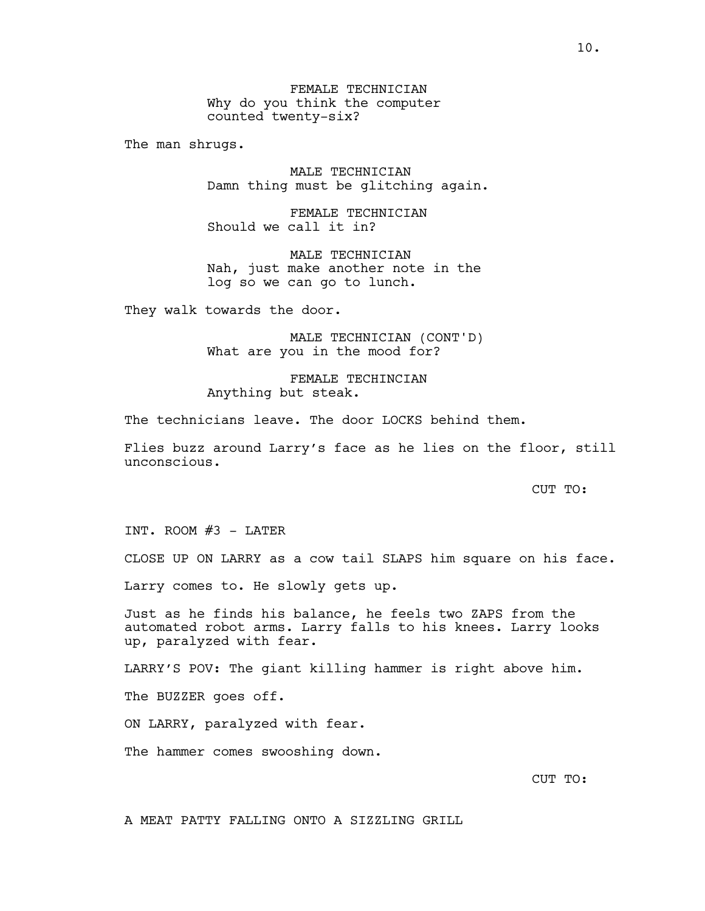FEMALE TECHNICIAN
Why do you think the computer counted twenty-six?

The man shrugs.

MALE TECHNICIAN
Damn thing must be glitching again.

FEMALE TECHNICIAN
Should we call it in?

MALE TECHNICIAN
Nah, just make another note in the log so we can go to lunch.

They walk towards the door.

MALE TECHNICIAN (CONT'D)
What are you in the mood for?

FEMALE TECHINCIAN
Anything but steak.

The technicians leave. The door LOCKS behind them.

Flies buzz around Larry's face as he lies on the floor, still unconscious.

CUT TO:

INT. ROOM #3 - LATER

CLOSE UP ON LARRY as a cow tail SLAPS him square on his face.

Larry comes to. He slowly gets up.

Just as he finds his balance, he feels two ZAPS from the automated robot arms. Larry falls to his knees. Larry looks up, paralyzed with fear.

LARRY'S POV: The giant killing hammer is right above him.

The BUZZER goes off.

ON LARRY, paralyzed with fear.

The hammer comes swooshing down.

CUT TO:

A MEAT PATTY FALLING ONTO A SIZZLING GRILL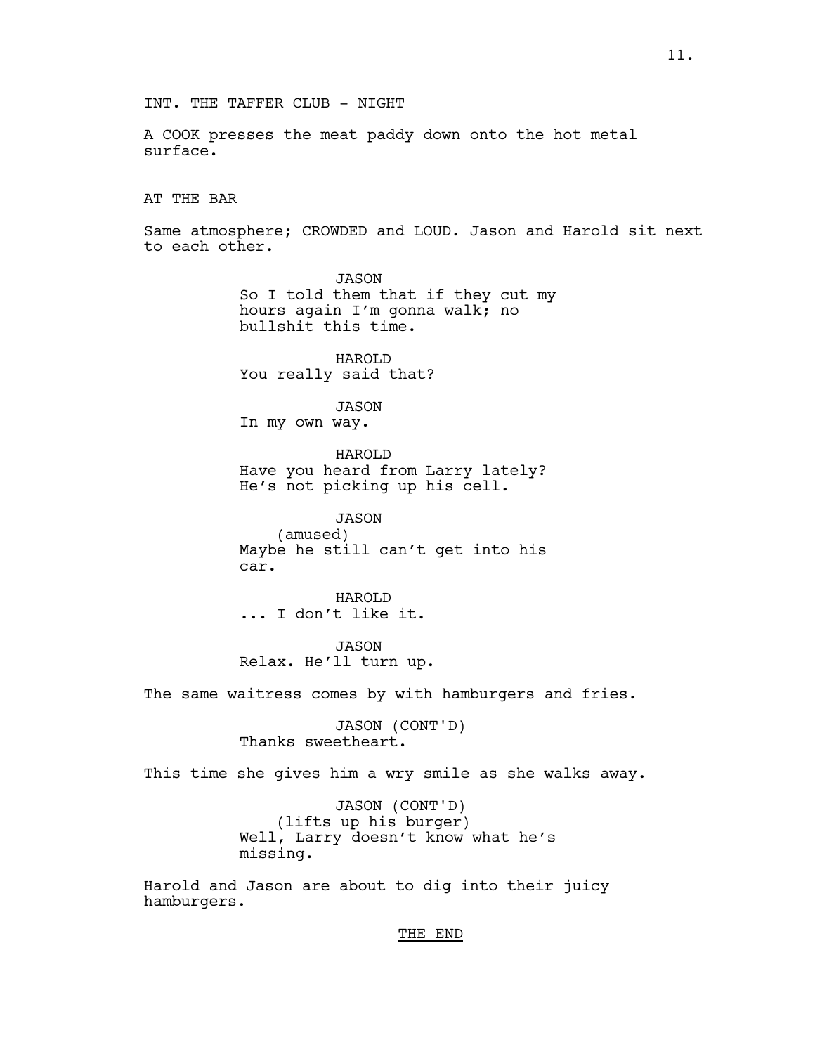INT. THE TAFFER CLUB - NIGHT

A COOK presses the meat paddy down onto the hot metal surface.

AT THE BAR

Same atmosphere; CROWDED and LOUD. Jason and Harold sit next to each other.

JASON
So I told them that if they cut my hours again I'm gonna walk; no bullshit this time.

HAROLD
You really said that?

JASON
In my own way.

HAROLD
Have you heard from Larry lately? He's not picking up his cell.

JASON
(amused)
Maybe he still can't get into his car.

HAROLD
... I don't like it.

JASON
Relax. He'll turn up.

The same waitress comes by with hamburgers and fries.

JASON (CONT'D)
Thanks sweetheart.

This time she gives him a wry smile as she walks away.

JASON (CONT'D)
(lifts up his burger)
Well, Larry doesn't know what he's missing.

Harold and Jason are about to dig into their juicy hamburgers.

THE END